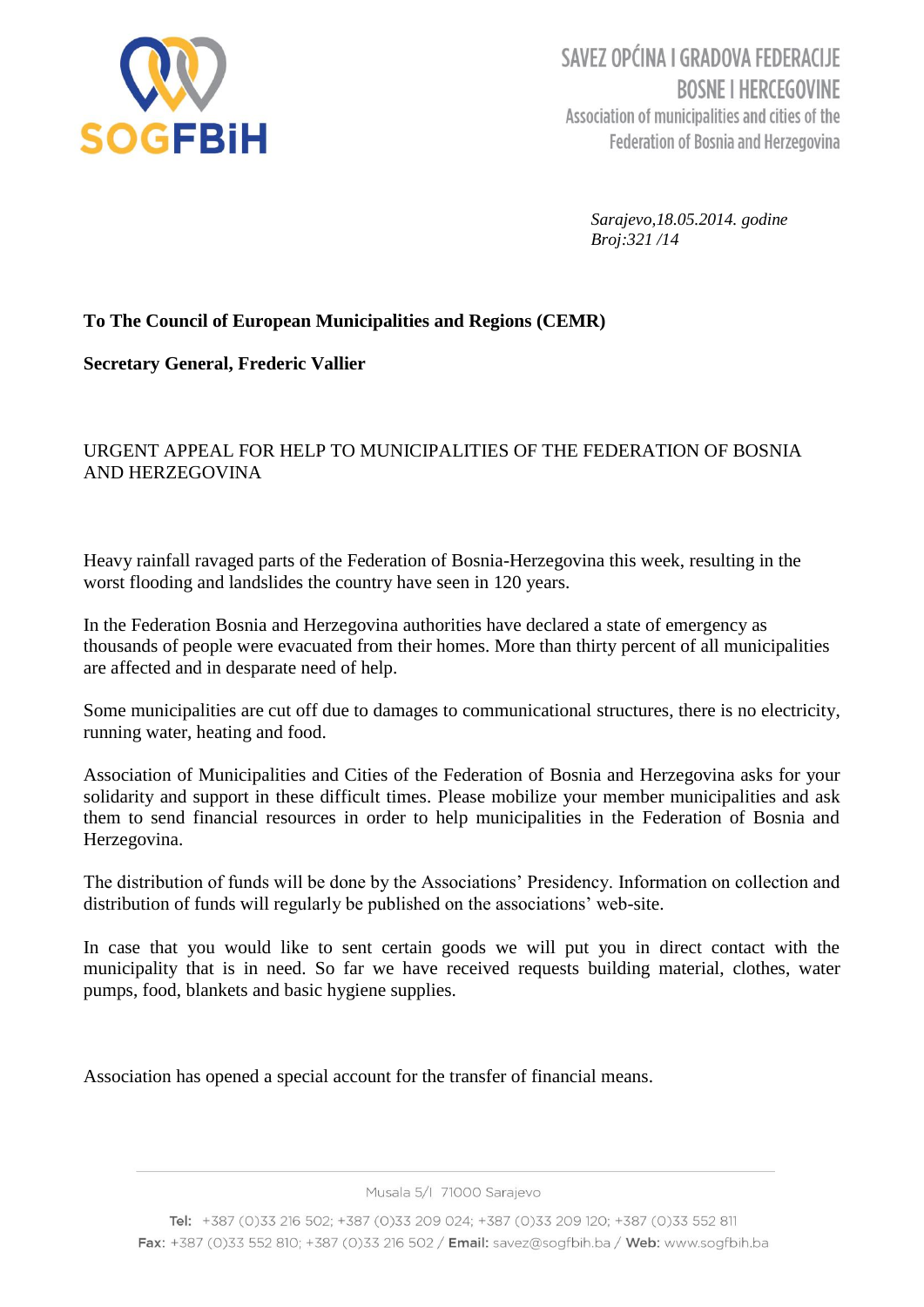**SOGFBiH**

SAVEZ OPĆINA I GRADOVA FEDERACIJE BOSNE I HERCEGOVINE

Association of municipalities and cities of the Federation of Bosnia and Herzegovina

*Sarajevo,18.05.2014. godine*
*Broj:321 /14*

**To The Council of European Municipalities and Regions (CEMR)**

**Secretary General, Frederic Vallier**

URGENT APPEAL FOR HELP TO MUNICIPALITIES OF THE FEDERATION OF BOSNIA AND HERZEGOVINA

Heavy rainfall ravaged parts of the Federation of Bosnia-Herzegovina this week, resulting in the worst flooding and landslides the country have seen in 120 years.

In the Federation Bosnia and Herzegovina authorities have declared a state of emergency as thousands of people were evacuated from their homes. More than thirty percent of all municipalities are affected and in desparate need of help.

Some municipalities are cut off due to damages to communicational structures, there is no electricity, running water, heating and food.

Association of Municipalities and Cities of the Federation of Bosnia and Herzegovina asks for your solidarity and support in these difficult times. Please mobilize your member municipalities and ask them to send financial resources in order to help municipalities in the Federation of Bosnia and Herzegovina.

The distribution of funds will be done by the Associations' Presidency. Information on collection and distribution of funds will regularly be published on the associations' web-site.

In case that you would like to sent certain goods we will put you in direct contact with the municipality that is in need. So far we have received requests building material, clothes, water pumps, food, blankets and basic hygiene supplies.

Association has opened a special account for the transfer of financial means.

Musala 5/I 71000 Sarajevo

**Tel:** +387 (0)33 216 502; +387 (0)33 209 024; +387 (0)33 209 120; +387 (0)33 552 811
**Fax:** +387 (0)33 552 810; +387 (0)33 216 502 / **Email:** savez@sogfbih.ba / **Web:** www.sogfbih.ba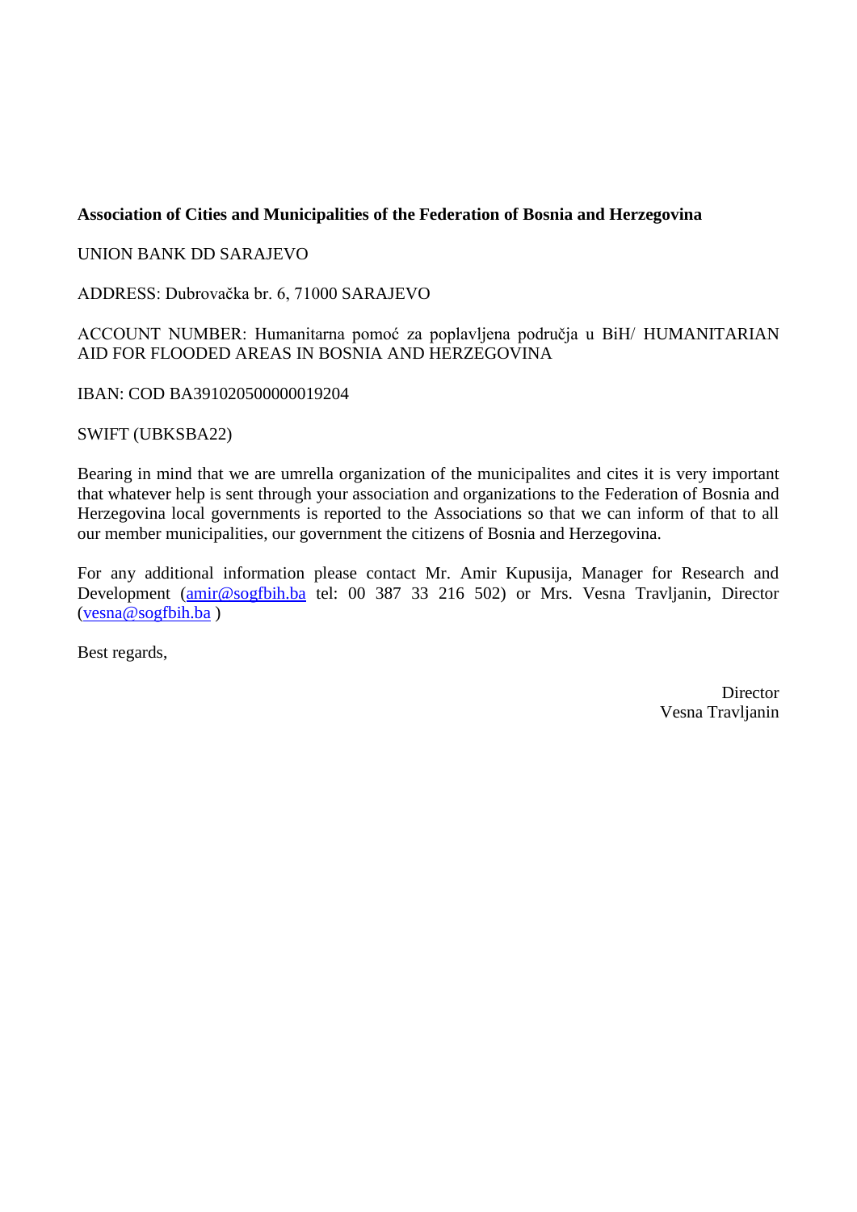**Association of Cities and Municipalities of the Federation of Bosnia and Herzegovina**

UNION BANK DD SARAJEVO

ADDRESS: Dubrovačka br. 6, 71000 SARAJEVO

ACCOUNT NUMBER: Humanitarna pomoć za poplavljena područja u BiH/ HUMANITARIAN AID FOR FLOODED AREAS IN BOSNIA AND HERZEGOVINA

IBAN: COD BA391020500000019204

SWIFT (UBKSBA22)

Bearing in mind that we are umrella organization of the municipalites and cites it is very important that whatever help is sent through your association and organizations to the Federation of Bosnia and Herzegovina local governments is reported to the Associations so that we can inform of that to all our member municipalities, our government the citizens of Bosnia and Herzegovina.

For any additional information please contact Mr. Amir Kupusija, Manager for Research and Development (amir@sogfbih.ba tel: 00 387 33 216 502) or Mrs. Vesna Travljanin, Director (vesna@sogfbih.ba )

Best regards,

Director
Vesna Travljanin